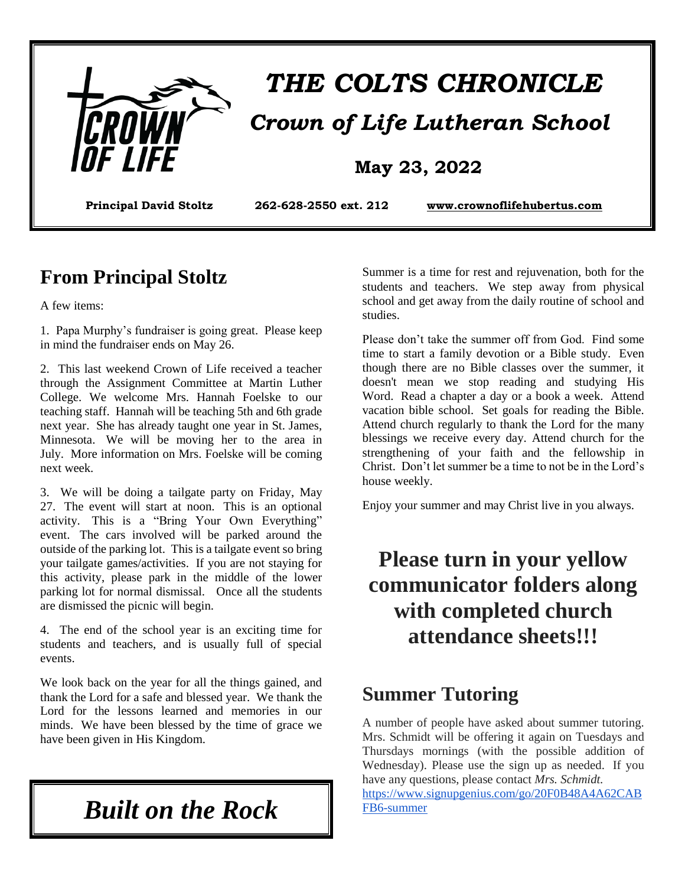# THE COLTS CHRONICLE

## Crown of Life Lutheran School

**May 23, 2022**

**Principal David Stoltz** **262-628-2550 ext. 212** **www.crownoflifehubertus.com**

## From Principal Stoltz

A few items:

1. Papa Murphy's fundraiser is going great. Please keep in mind the fundraiser ends on May 26.

2. This last weekend Crown of Life received a teacher through the Assignment Committee at Martin Luther College. We welcome Mrs. Hannah Foelske to our teaching staff. Hannah will be teaching 5th and 6th grade next year. She has already taught one year in St. James, Minnesota. We will be moving her to the area in July. More information on Mrs. Foelske will be coming next week.

3. We will be doing a tailgate party on Friday, May 27. The event will start at noon. This is an optional activity. This is a "Bring Your Own Everything" event. The cars involved will be parked around the outside of the parking lot. This is a tailgate event so bring your tailgate games/activities. If you are not staying for this activity, please park in the middle of the lower parking lot for normal dismissal. Once all the students are dismissed the picnic will begin.

4. The end of the school year is an exciting time for students and teachers, and is usually full of special events.

We look back on the year for all the things gained, and thank the Lord for a safe and blessed year. We thank the Lord for the lessons learned and memories in our minds. We have been blessed by the time of grace we have been given in His Kingdom.

Summer is a time for rest and rejuvenation, both for the students and teachers. We step away from physical school and get away from the daily routine of school and studies.

Please don't take the summer off from God. Find some time to start a family devotion or a Bible study. Even though there are no Bible classes over the summer, it doesn't mean we stop reading and studying His Word. Read a chapter a day or a book a week. Attend vacation bible school. Set goals for reading the Bible. Attend church regularly to thank the Lord for the many blessings we receive every day. Attend church for the strengthening of your faith and the fellowship in Christ. Don't let summer be a time to not be in the Lord's house weekly.

Enjoy your summer and may Christ live in you always.

***Built on the Rock***

# Please turn in your yellow communicator folders along with completed church attendance sheets!!!

## Summer Tutoring

A number of people have asked about summer tutoring. Mrs. Schmidt will be offering it again on Tuesdays and Thursdays mornings (with the possible addition of Wednesday). Please use the sign up as needed. If you have any questions, please contact *Mrs. Schmidt.*
https://www.signupgenius.com/go/20F0B48A4A62CABFB6-summer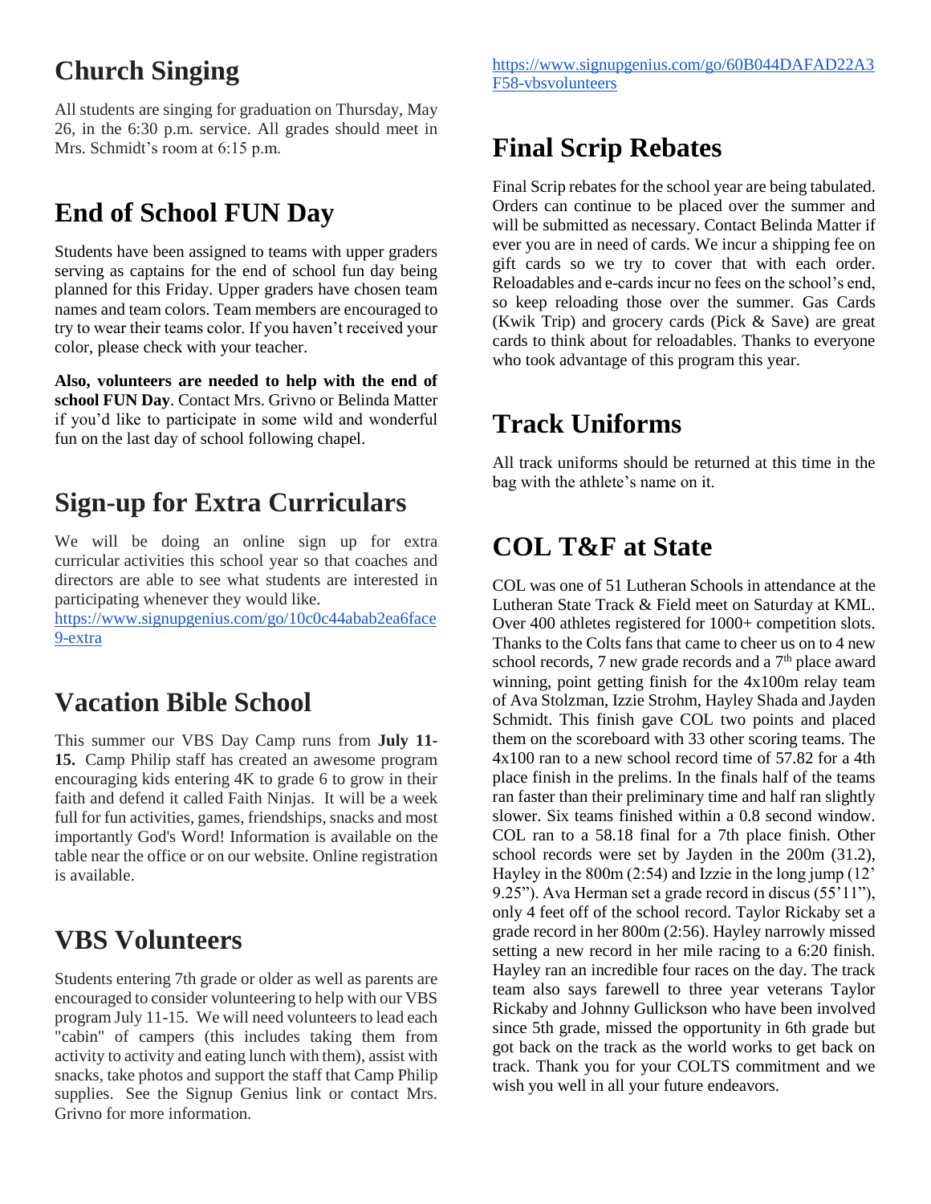## Church Singing

All students are singing for graduation on Thursday, May 26, in the 6:30 p.m. service. All grades should meet in Mrs. Schmidt's room at 6:15 p.m.

## End of School FUN Day

Students have been assigned to teams with upper graders serving as captains for the end of school fun day being planned for this Friday. Upper graders have chosen team names and team colors. Team members are encouraged to try to wear their teams color. If you haven't received your color, please check with your teacher.

**Also, volunteers are needed to help with the end of school FUN Day**. Contact Mrs. Grivno or Belinda Matter if you'd like to participate in some wild and wonderful fun on the last day of school following chapel.

## Sign-up for Extra Curriculars

We will be doing an online sign up for extra curricular activities this school year so that coaches and directors are able to see what students are interested in participating whenever they would like.
[https://www.signupgenius.com/go/10c0c44abab2ea6face9-extra](https://www.signupgenius.com/go/10c0c44abab2ea6face9-extra)

## Vacation Bible School

This summer our VBS Day Camp runs from **July 11-15.** Camp Philip staff has created an awesome program encouraging kids entering 4K to grade 6 to grow in their faith and defend it called Faith Ninjas. It will be a week full for fun activities, games, friendships, snacks and most importantly God's Word! Information is available on the table near the office or on our website. Online registration is available.

## VBS Volunteers

Students entering 7th grade or older as well as parents are encouraged to consider volunteering to help with our VBS program July 11-15. We will need volunteers to lead each "cabin" of campers (this includes taking them from activity to activity and eating lunch with them), assist with snacks, take photos and support the staff that Camp Philip supplies. See the Signup Genius link or contact Mrs. Grivno for more information.

[https://www.signupgenius.com/go/60B044DAFAD22A3F58-vbsvolunteers](https://www.signupgenius.com/go/60B044DAFAD22A3F58-vbsvolunteers)

## Final Scrip Rebates

Final Scrip rebates for the school year are being tabulated. Orders can continue to be placed over the summer and will be submitted as necessary. Contact Belinda Matter if ever you are in need of cards. We incur a shipping fee on gift cards so we try to cover that with each order. Reloadables and e-cards incur no fees on the school's end, so keep reloading those over the summer. Gas Cards (Kwik Trip) and grocery cards (Pick & Save) are great cards to think about for reloadables. Thanks to everyone who took advantage of this program this year.

## Track Uniforms

All track uniforms should be returned at this time in the bag with the athlete's name on it.

## COL T&F at State

COL was one of 51 Lutheran Schools in attendance at the Lutheran State Track & Field meet on Saturday at KML. Over 400 athletes registered for 1000+ competition slots. Thanks to the Colts fans that came to cheer us on to 4 new school records, 7 new grade records and a 7th place award winning, point getting finish for the 4x100m relay team of Ava Stolzman, Izzie Strohm, Hayley Shada and Jayden Schmidt. This finish gave COL two points and placed them on the scoreboard with 33 other scoring teams. The 4x100 ran to a new school record time of 57.82 for a 4th place finish in the prelims. In the finals half of the teams ran faster than their preliminary time and half ran slightly slower. Six teams finished within a 0.8 second window. COL ran to a 58.18 final for a 7th place finish. Other school records were set by Jayden in the 200m (31.2), Hayley in the 800m (2:54) and Izzie in the long jump (12' 9.25"). Ava Herman set a grade record in discus (55'11"), only 4 feet off of the school record. Taylor Rickaby set a grade record in her 800m (2:56). Hayley narrowly missed setting a new record in her mile racing to a 6:20 finish. Hayley ran an incredible four races on the day. The track team also says farewell to three year veterans Taylor Rickaby and Johnny Gullickson who have been involved since 5th grade, missed the opportunity in 6th grade but got back on the track as the world works to get back on track. Thank you for your COLTS commitment and we wish you well in all your future endeavors.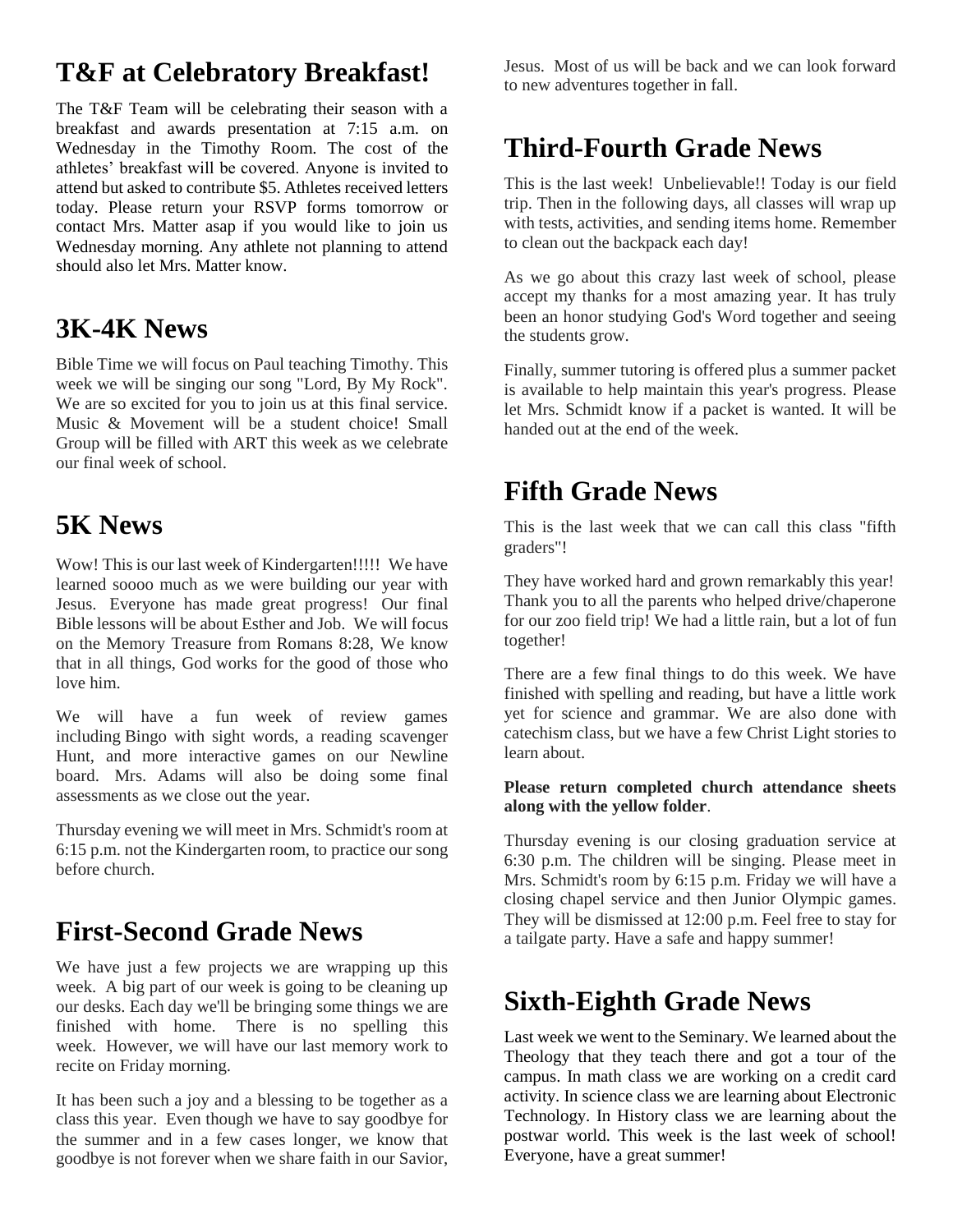## T&F at Celebratory Breakfast!

The T&F Team will be celebrating their season with a breakfast and awards presentation at 7:15 a.m. on Wednesday in the Timothy Room. The cost of the athletes' breakfast will be covered. Anyone is invited to attend but asked to contribute $5. Athletes received letters today. Please return your RSVP forms tomorrow or contact Mrs. Matter asap if you would like to join us Wednesday morning. Any athlete not planning to attend should also let Mrs. Matter know.

## 3K-4K News

Bible Time we will focus on Paul teaching Timothy. This week we will be singing our song "Lord, By My Rock". We are so excited for you to join us at this final service. Music & Movement will be a student choice! Small Group will be filled with ART this week as we celebrate our final week of school.

## 5K News

Wow! This is our last week of Kindergarten!!!!! We have learned soooo much as we were building our year with Jesus. Everyone has made great progress! Our final Bible lessons will be about Esther and Job. We will focus on the Memory Treasure from Romans 8:28, We know that in all things, God works for the good of those who love him.

We will have a fun week of review games including Bingo with sight words, a reading scavenger Hunt, and more interactive games on our Newline board. Mrs. Adams will also be doing some final assessments as we close out the year.

Thursday evening we will meet in Mrs. Schmidt's room at 6:15 p.m. not the Kindergarten room, to practice our song before church.

## First-Second Grade News

We have just a few projects we are wrapping up this week. A big part of our week is going to be cleaning up our desks. Each day we'll be bringing some things we are finished with home. There is no spelling this week. However, we will have our last memory work to recite on Friday morning.

It has been such a joy and a blessing to be together as a class this year. Even though we have to say goodbye for the summer and in a few cases longer, we know that goodbye is not forever when we share faith in our Savior, Jesus. Most of us will be back and we can look forward to new adventures together in fall.

## Third-Fourth Grade News

This is the last week! Unbelievable!! Today is our field trip. Then in the following days, all classes will wrap up with tests, activities, and sending items home. Remember to clean out the backpack each day!

As we go about this crazy last week of school, please accept my thanks for a most amazing year. It has truly been an honor studying God's Word together and seeing the students grow.

Finally, summer tutoring is offered plus a summer packet is available to help maintain this year's progress. Please let Mrs. Schmidt know if a packet is wanted. It will be handed out at the end of the week.

## Fifth Grade News

This is the last week that we can call this class "fifth graders"!

They have worked hard and grown remarkably this year! Thank you to all the parents who helped drive/chaperone for our zoo field trip! We had a little rain, but a lot of fun together!

There are a few final things to do this week. We have finished with spelling and reading, but have a little work yet for science and grammar. We are also done with catechism class, but we have a few Christ Light stories to learn about.

**Please return completed church attendance sheets along with the yellow folder**.

Thursday evening is our closing graduation service at 6:30 p.m. The children will be singing. Please meet in Mrs. Schmidt's room by 6:15 p.m. Friday we will have a closing chapel service and then Junior Olympic games. They will be dismissed at 12:00 p.m. Feel free to stay for a tailgate party. Have a safe and happy summer!

## Sixth-Eighth Grade News

Last week we went to the Seminary. We learned about the Theology that they teach there and got a tour of the campus. In math class we are working on a credit card activity. In science class we are learning about Electronic Technology. In History class we are learning about the postwar world. This week is the last week of school! Everyone, have a great summer!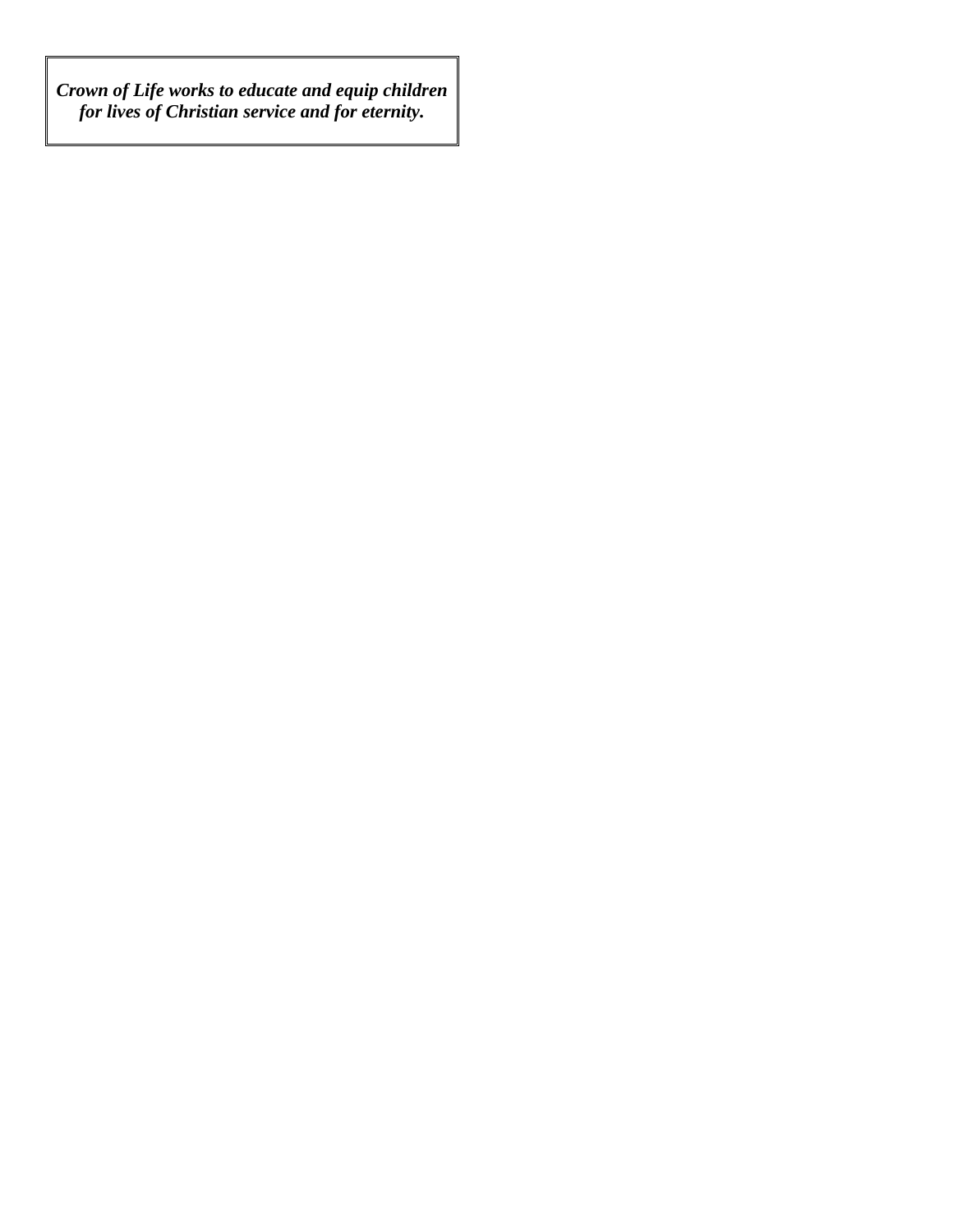***Crown of Life works to educate and equip children for lives of Christian service and for eternity.***